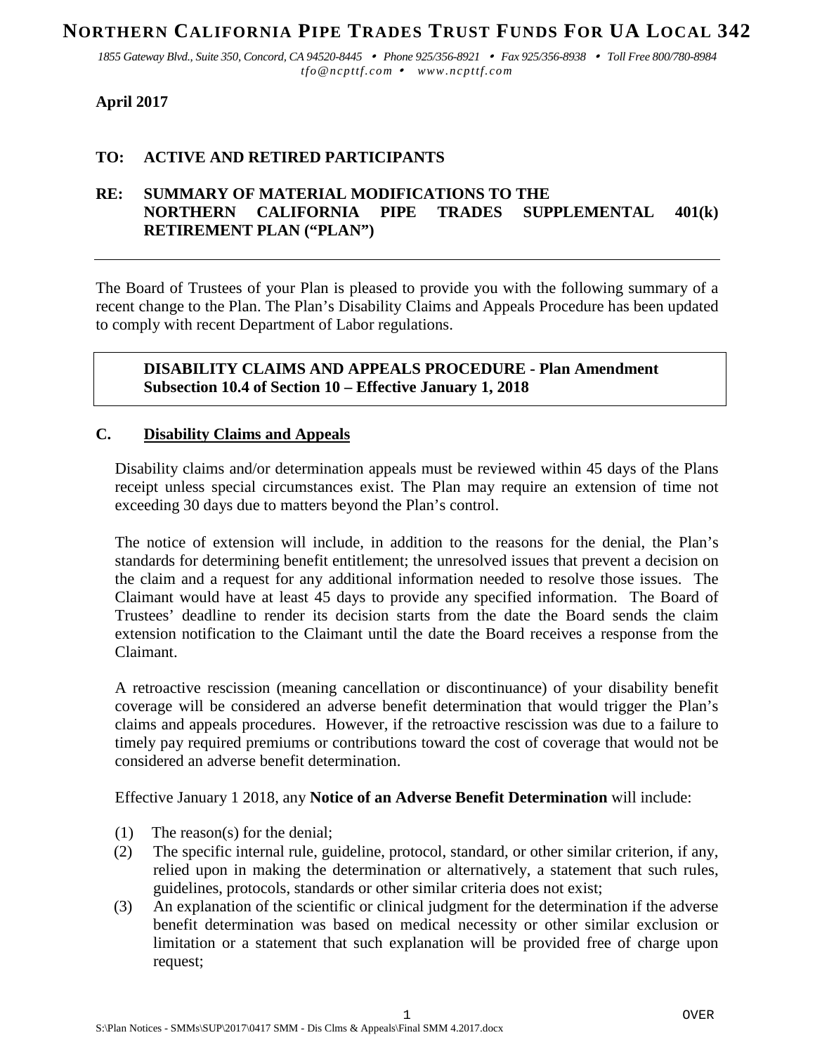# NORTHERN CALIFORNIA PIPE TRADES TRUST FUNDS FOR UA LOCAL 342

*1855 Gateway Blvd., Suite 350, Concord, CA 94520-8445 • Phone 925/356-8921 • Fax 925/356-8938 • Toll Free 800/780-8984*
*tfo@ncpttf.com • www.ncpttf.com*

**April 2017**

**TO: ACTIVE AND RETIRED PARTICIPANTS**

**RE: SUMMARY OF MATERIAL MODIFICATIONS TO THE NORTHERN CALIFORNIA PIPE TRADES SUPPLEMENTAL 401(k) RETIREMENT PLAN ("PLAN")**

---

The Board of Trustees of your Plan is pleased to provide you with the following summary of a recent change to the Plan. The Plan's Disability Claims and Appeals Procedure has been updated to comply with recent Department of Labor regulations.

**DISABILITY CLAIMS AND APPEALS PROCEDURE - Plan Amendment Subsection 10.4 of Section 10 – Effective January 1, 2018**

## C. Disability Claims and Appeals

Disability claims and/or determination appeals must be reviewed within 45 days of the Plans receipt unless special circumstances exist. The Plan may require an extension of time not exceeding 30 days due to matters beyond the Plan's control.

The notice of extension will include, in addition to the reasons for the denial, the Plan's standards for determining benefit entitlement; the unresolved issues that prevent a decision on the claim and a request for any additional information needed to resolve those issues. The Claimant would have at least 45 days to provide any specified information. The Board of Trustees' deadline to render its decision starts from the date the Board sends the claim extension notification to the Claimant until the date the Board receives a response from the Claimant.

A retroactive rescission (meaning cancellation or discontinuance) of your disability benefit coverage will be considered an adverse benefit determination that would trigger the Plan's claims and appeals procedures. However, if the retroactive rescission was due to a failure to timely pay required premiums or contributions toward the cost of coverage that would not be considered an adverse benefit determination.

Effective January 1 2018, any **Notice of an Adverse Benefit Determination** will include:

(1) The reason(s) for the denial;

(2) The specific internal rule, guideline, protocol, standard, or other similar criterion, if any, relied upon in making the determination or alternatively, a statement that such rules, guidelines, protocols, standards or other similar criteria does not exist;

(3) An explanation of the scientific or clinical judgment for the determination if the adverse benefit determination was based on medical necessity or other similar exclusion or limitation or a statement that such explanation will be provided free of charge upon request;

OVER

S:\Plan Notices - SMMs\SUP\2017\0417 SMM - Dis Clms & Appeals\Final SMM 4.2017.docx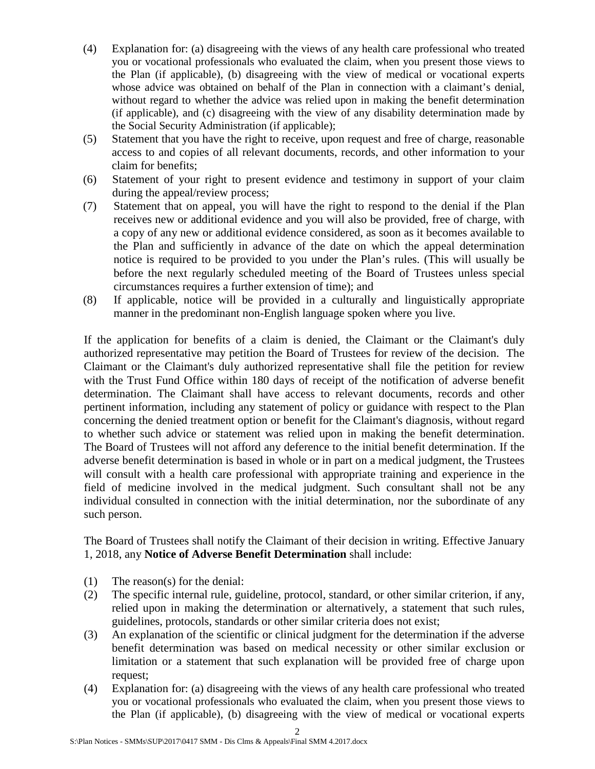(4) Explanation for: (a) disagreeing with the views of any health care professional who treated you or vocational professionals who evaluated the claim, when you present those views to the Plan (if applicable), (b) disagreeing with the view of medical or vocational experts whose advice was obtained on behalf of the Plan in connection with a claimant's denial, without regard to whether the advice was relied upon in making the benefit determination (if applicable), and (c) disagreeing with the view of any disability determination made by the Social Security Administration (if applicable);

(5) Statement that you have the right to receive, upon request and free of charge, reasonable access to and copies of all relevant documents, records, and other information to your claim for benefits;

(6) Statement of your right to present evidence and testimony in support of your claim during the appeal/review process;

(7) Statement that on appeal, you will have the right to respond to the denial if the Plan receives new or additional evidence and you will also be provided, free of charge, with a copy of any new or additional evidence considered, as soon as it becomes available to the Plan and sufficiently in advance of the date on which the appeal determination notice is required to be provided to you under the Plan's rules. (This will usually be before the next regularly scheduled meeting of the Board of Trustees unless special circumstances requires a further extension of time); and

(8) If applicable, notice will be provided in a culturally and linguistically appropriate manner in the predominant non-English language spoken where you live.

If the application for benefits of a claim is denied, the Claimant or the Claimant's duly authorized representative may petition the Board of Trustees for review of the decision. The Claimant or the Claimant's duly authorized representative shall file the petition for review with the Trust Fund Office within 180 days of receipt of the notification of adverse benefit determination. The Claimant shall have access to relevant documents, records and other pertinent information, including any statement of policy or guidance with respect to the Plan concerning the denied treatment option or benefit for the Claimant's diagnosis, without regard to whether such advice or statement was relied upon in making the benefit determination. The Board of Trustees will not afford any deference to the initial benefit determination. If the adverse benefit determination is based in whole or in part on a medical judgment, the Trustees will consult with a health care professional with appropriate training and experience in the field of medicine involved in the medical judgment. Such consultant shall not be any individual consulted in connection with the initial determination, nor the subordinate of any such person.

The Board of Trustees shall notify the Claimant of their decision in writing. Effective January 1, 2018, any **Notice of Adverse Benefit Determination** shall include:

(1) The reason(s) for the denial:

(2) The specific internal rule, guideline, protocol, standard, or other similar criterion, if any, relied upon in making the determination or alternatively, a statement that such rules, guidelines, protocols, standards or other similar criteria does not exist;

(3) An explanation of the scientific or clinical judgment for the determination if the adverse benefit determination was based on medical necessity or other similar exclusion or limitation or a statement that such explanation will be provided free of charge upon request;

(4) Explanation for: (a) disagreeing with the views of any health care professional who treated you or vocational professionals who evaluated the claim, when you present those views to the Plan (if applicable), (b) disagreeing with the view of medical or vocational experts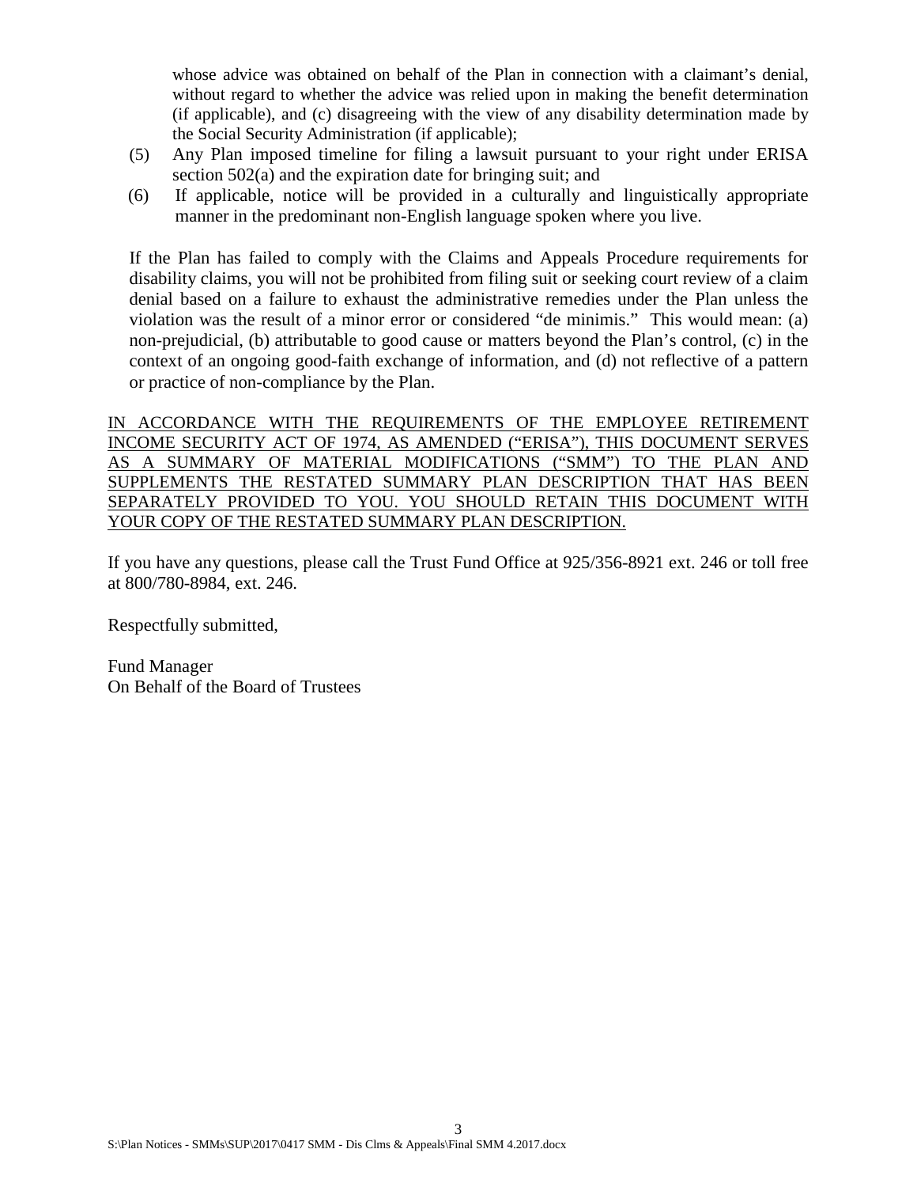whose advice was obtained on behalf of the Plan in connection with a claimant's denial, without regard to whether the advice was relied upon in making the benefit determination (if applicable), and (c) disagreeing with the view of any disability determination made by the Social Security Administration (if applicable);

(5) Any Plan imposed timeline for filing a lawsuit pursuant to your right under ERISA section 502(a) and the expiration date for bringing suit; and

(6) If applicable, notice will be provided in a culturally and linguistically appropriate manner in the predominant non-English language spoken where you live.

If the Plan has failed to comply with the Claims and Appeals Procedure requirements for disability claims, you will not be prohibited from filing suit or seeking court review of a claim denial based on a failure to exhaust the administrative remedies under the Plan unless the violation was the result of a minor error or considered "de minimis." This would mean: (a) non-prejudicial, (b) attributable to good cause or matters beyond the Plan's control, (c) in the context of an ongoing good-faith exchange of information, and (d) not reflective of a pattern or practice of non-compliance by the Plan.

IN ACCORDANCE WITH THE REQUIREMENTS OF THE EMPLOYEE RETIREMENT INCOME SECURITY ACT OF 1974, AS AMENDED ("ERISA"), THIS DOCUMENT SERVES AS A SUMMARY OF MATERIAL MODIFICATIONS ("SMM") TO THE PLAN AND SUPPLEMENTS THE RESTATED SUMMARY PLAN DESCRIPTION THAT HAS BEEN SEPARATELY PROVIDED TO YOU. YOU SHOULD RETAIN THIS DOCUMENT WITH YOUR COPY OF THE RESTATED SUMMARY PLAN DESCRIPTION.

If you have any questions, please call the Trust Fund Office at 925/356-8921 ext. 246 or toll free at 800/780-8984, ext. 246.

Respectfully submitted,

Fund Manager
On Behalf of the Board of Trustees